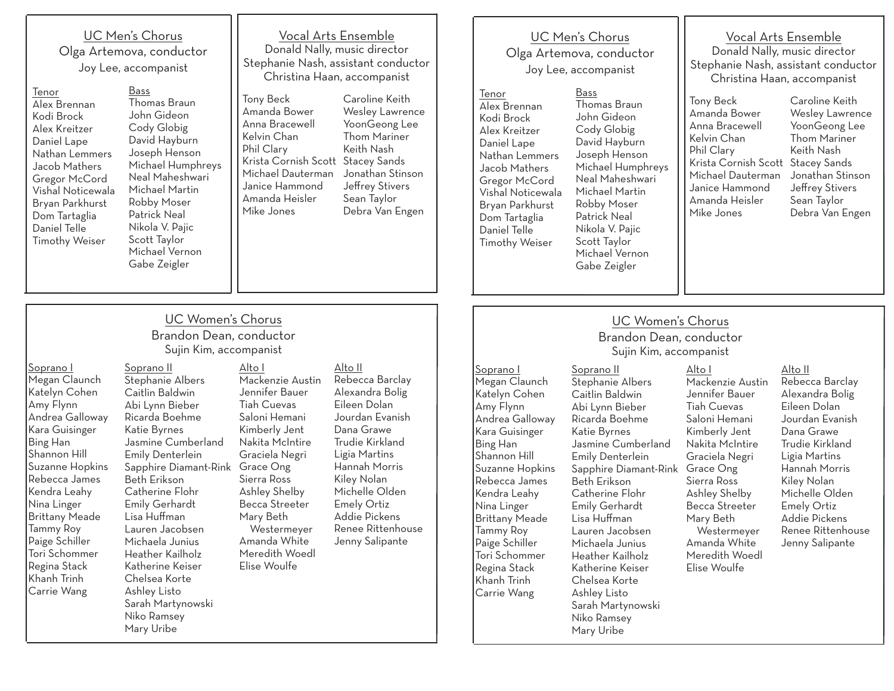## UC Men's Chorus

Olga Artemova, conductor
Joy Lee, accompanist

**Tenor**

Alex Brennan
Kodi Brock
Alex Kreitzer
Daniel Lape
Nathan Lemmers
Jacob Mathers
Gregor McCord
Vishal Noticewala
Bryan Parkhurst
Dom Tartaglia
Daniel Telle
Timothy Weiser

**Bass**

Thomas Braun
John Gideon
Cody Globig
David Hayburn
Joseph Henson
Michael Humphreys
Neal Maheshwari
Michael Martin
Robby Moser
Patrick Neal
Nikola V. Pajic
Scott Taylor
Michael Vernon
Gabe Zeigler

## Vocal Arts Ensemble

Donald Nally, music director
Stephanie Nash, assistant conductor
Christina Haan, accompanist

Tony Beck
Amanda Bower
Anna Bracewell
Kelvin Chan
Phil Clary
Krista Cornish Scott
Michael Dauterman
Janice Hammond
Amanda Heisler
Mike Jones
Caroline Keith
Wesley Lawrence
YoonGeong Lee
Thom Mariner
Keith Nash
Stacey Sands
Jonathan Stinson
Jeffrey Stivers
Sean Taylor
Debra Van Engen

## UC Women's Chorus

Brandon Dean, conductor
Sujin Kim, accompanist

**Soprano I**

Megan Claunch
Katelyn Cohen
Amy Flynn
Andrea Galloway
Kara Guisinger
Bing Han
Shannon Hill
Suzanne Hopkins
Rebecca James
Kendra Leahy
Nina Linger
Brittany Meade
Tammy Roy
Paige Schiller
Tori Schommer
Regina Stack
Khanh Trinh
Carrie Wang

**Soprano II**

Stephanie Albers
Caitlin Baldwin
Abi Lynn Bieber
Ricarda Boehme
Katie Byrnes
Jasmine Cumberland
Emily Denterlein
Sapphire Diamant-Rink
Beth Erikson
Catherine Flohr
Emily Gerhardt
Lisa Huffman
Lauren Jacobsen
Michaela Junius
Heather Kailholz
Katherine Keiser
Chelsea Korte
Ashley Listo
Sarah Martynowski
Niko Ramsey
Mary Uribe

**Alto I**

Mackenzie Austin
Jennifer Bauer
Tiah Cuevas
Saloni Hemani
Kimberly Jent
Nakita McIntire
Graciela Negri
Grace Ong
Sierra Ross
Ashley Shelby
Becca Streeter
Mary Beth Westermeyer
Amanda White
Meredith Woedl
Elise Woulfe

**Alto II**

Rebecca Barclay
Alexandra Bolig
Eileen Dolan
Jourdan Evanish
Dana Grawe
Trudie Kirkland
Ligia Martins
Hannah Morris
Kiley Nolan
Michelle Olden
Emely Ortiz
Addie Pickens
Renee Rittenhouse
Jenny Salipante

## UC Men's Chorus

Olga Artemova, conductor
Joy Lee, accompanist

**Tenor**

Alex Brennan
Kodi Brock
Alex Kreitzer
Daniel Lape
Nathan Lemmers
Jacob Mathers
Gregor McCord
Vishal Noticewala
Bryan Parkhurst
Dom Tartaglia
Daniel Telle
Timothy Weiser

**Bass**

Thomas Braun
John Gideon
Cody Globig
David Hayburn
Joseph Henson
Michael Humphreys
Neal Maheshwari
Michael Martin
Robby Moser
Patrick Neal
Nikola V. Pajic
Scott Taylor
Michael Vernon
Gabe Zeigler

## Vocal Arts Ensemble

Donald Nally, music director
Stephanie Nash, assistant conductor
Christina Haan, accompanist

Tony Beck
Amanda Bower
Anna Bracewell
Kelvin Chan
Phil Clary
Krista Cornish Scott
Michael Dauterman
Janice Hammond
Amanda Heisler
Mike Jones
Caroline Keith
Wesley Lawrence
YoonGeong Lee
Thom Mariner
Keith Nash
Stacey Sands
Jonathan Stinson
Jeffrey Stivers
Sean Taylor
Debra Van Engen

## UC Women's Chorus

Brandon Dean, conductor
Sujin Kim, accompanist

**Soprano I**

Megan Claunch
Katelyn Cohen
Amy Flynn
Andrea Galloway
Kara Guisinger
Bing Han
Shannon Hill
Suzanne Hopkins
Rebecca James
Kendra Leahy
Nina Linger
Brittany Meade
Tammy Roy
Paige Schiller
Tori Schommer
Regina Stack
Khanh Trinh
Carrie Wang

**Soprano II**

Stephanie Albers
Caitlin Baldwin
Abi Lynn Bieber
Ricarda Boehme
Katie Byrnes
Jasmine Cumberland
Emily Denterlein
Sapphire Diamant-Rink
Beth Erikson
Catherine Flohr
Emily Gerhardt
Lisa Huffman
Lauren Jacobsen
Michaela Junius
Heather Kailholz
Katherine Keiser
Chelsea Korte
Ashley Listo
Sarah Martynowski
Niko Ramsey
Mary Uribe

**Alto I**

Mackenzie Austin
Jennifer Bauer
Tiah Cuevas
Saloni Hemani
Kimberly Jent
Nakita McIntire
Graciela Negri
Grace Ong
Sierra Ross
Ashley Shelby
Becca Streeter
Mary Beth Westermeyer
Amanda White
Meredith Woedl
Elise Woulfe

**Alto II**

Rebecca Barclay
Alexandra Bolig
Eileen Dolan
Jourdan Evanish
Dana Grawe
Trudie Kirkland
Ligia Martins
Hannah Morris
Kiley Nolan
Michelle Olden
Emely Ortiz
Addie Pickens
Renee Rittenhouse
Jenny Salipante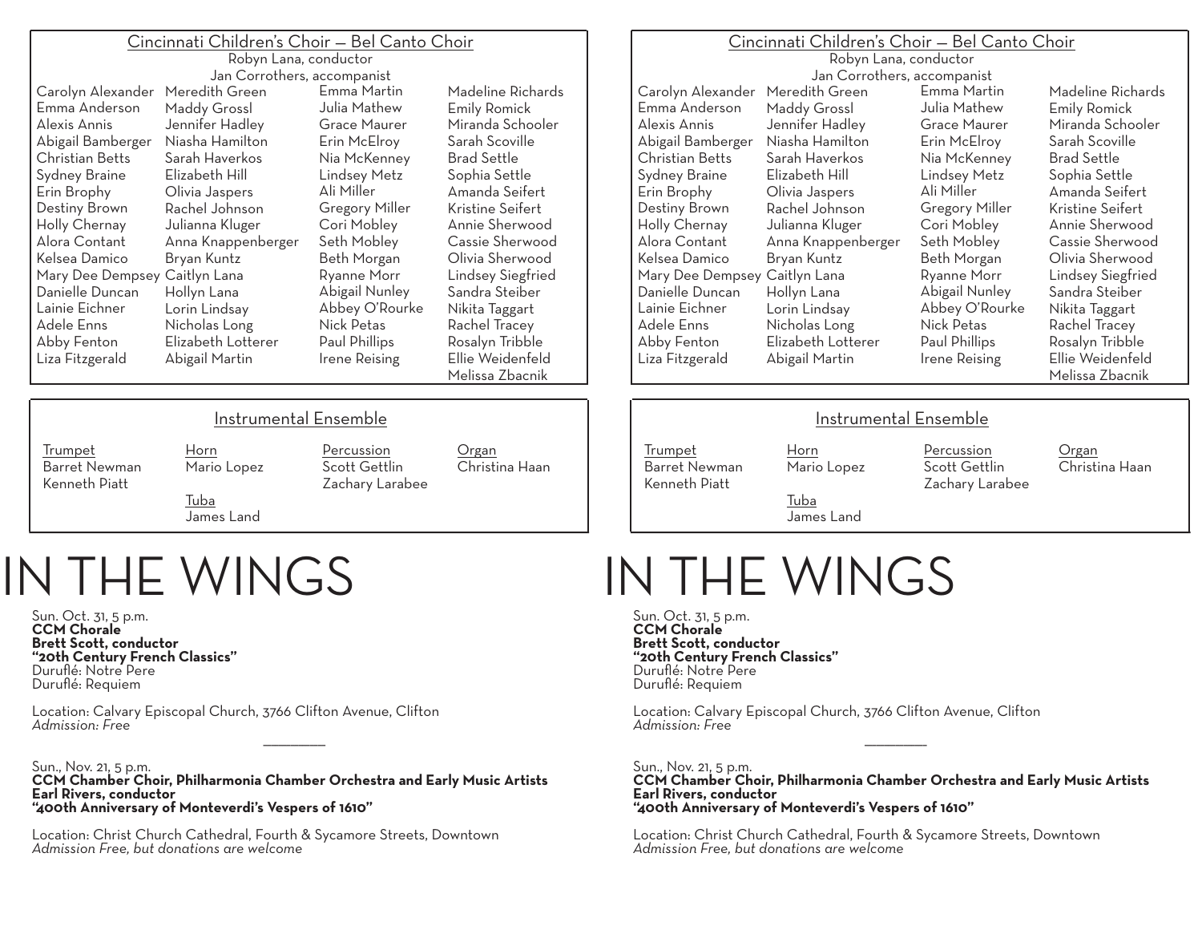## Cincinnati Children's Choir — Bel Canto Choir

Robyn Lana, conductor
Jan Corrothers, accompanist

| | | | |
|---|---|---|---|
| Carolyn Alexander | Meredith Green | Emma Martin | Madeline Richards |
| Emma Anderson | Maddy Grossl | Julia Mathew | Emily Romick |
| Alexis Annis | Jennifer Hadley | Grace Maurer | Miranda Schooler |
| Abigail Bamberger | Niasha Hamilton | Erin McElroy | Sarah Scoville |
| Christian Betts | Sarah Haverkos | Nia McKenney | Brad Settle |
| Sydney Braine | Elizabeth Hill | Lindsey Metz | Sophia Settle |
| Erin Brophy | Olivia Jaspers | Ali Miller | Amanda Seifert |
| Destiny Brown | Rachel Johnson | Gregory Miller | Kristine Seifert |
| Holly Chernay | Julianna Kluger | Cori Mobley | Annie Sherwood |
| Alora Contant | Anna Knappenberger | Seth Mobley | Cassie Sherwood |
| Kelsea Damico | Bryan Kuntz | Beth Morgan | Olivia Sherwood |
| Mary Dee Dempsey | Caitlyn Lana | Ryanne Morr | Lindsey Siegfried |
| Danielle Duncan | Hollyn Lana | Abigail Nunley | Sandra Steiber |
| Lainie Eichner | Lorin Lindsay | Abbey O'Rourke | Nikita Taggart |
| Adele Enns | Nicholas Long | Nick Petas | Rachel Tracey |
| Abby Fenton | Elizabeth Lotterer | Paul Phillips | Rosalyn Tribble |
| Liza Fitzgerald | Abigail Martin | Irene Reising | Ellie Weidenfeld |
| | | | Melissa Zbacnik |

## Instrumental Ensemble

Trumpet
Barret Newman
Kenneth Piatt

Horn
Mario Lopez

Tuba
James Land

Percussion
Scott Gettlin
Zachary Larabee

Organ
Christina Haan

# IN THE WINGS

Sun. Oct. 31, 5 p.m.
**CCM Chorale**
**Brett Scott, conductor**
**"20th Century French Classics"**
Duruflé: Notre Pere
Duruflé: Requiem

Location: Calvary Episcopal Church, 3766 Clifton Avenue, Clifton
*Admission: Free*

---

Sun., Nov. 21, 5 p.m.
**CCM Chamber Choir, Philharmonia Chamber Orchestra and Early Music Artists**
**Earl Rivers, conductor**
**"400th Anniversary of Monteverdi's Vespers of 1610"**

Location: Christ Church Cathedral, Fourth & Sycamore Streets, Downtown
*Admission Free, but donations are welcome*

## Cincinnati Children's Choir — Bel Canto Choir

Robyn Lana, conductor
Jan Corrothers, accompanist

| | | | |
|---|---|---|---|
| Carolyn Alexander | Meredith Green | Emma Martin | Madeline Richards |
| Emma Anderson | Maddy Grossl | Julia Mathew | Emily Romick |
| Alexis Annis | Jennifer Hadley | Grace Maurer | Miranda Schooler |
| Abigail Bamberger | Niasha Hamilton | Erin McElroy | Sarah Scoville |
| Christian Betts | Sarah Haverkos | Nia McKenney | Brad Settle |
| Sydney Braine | Elizabeth Hill | Lindsey Metz | Sophia Settle |
| Erin Brophy | Olivia Jaspers | Ali Miller | Amanda Seifert |
| Destiny Brown | Rachel Johnson | Gregory Miller | Kristine Seifert |
| Holly Chernay | Julianna Kluger | Cori Mobley | Annie Sherwood |
| Alora Contant | Anna Knappenberger | Seth Mobley | Cassie Sherwood |
| Kelsea Damico | Bryan Kuntz | Beth Morgan | Olivia Sherwood |
| Mary Dee Dempsey | Caitlyn Lana | Ryanne Morr | Lindsey Siegfried |
| Danielle Duncan | Hollyn Lana | Abigail Nunley | Sandra Steiber |
| Lainie Eichner | Lorin Lindsay | Abbey O'Rourke | Nikita Taggart |
| Adele Enns | Nicholas Long | Nick Petas | Rachel Tracey |
| Abby Fenton | Elizabeth Lotterer | Paul Phillips | Rosalyn Tribble |
| Liza Fitzgerald | Abigail Martin | Irene Reising | Ellie Weidenfeld |
| | | | Melissa Zbacnik |

## Instrumental Ensemble

Trumpet
Barret Newman
Kenneth Piatt

Horn
Mario Lopez

Tuba
James Land

Percussion
Scott Gettlin
Zachary Larabee

Organ
Christina Haan

# IN THE WINGS

Sun. Oct. 31, 5 p.m.
**CCM Chorale**
**Brett Scott, conductor**
**"20th Century French Classics"**
Duruflé: Notre Pere
Duruflé: Requiem

Location: Calvary Episcopal Church, 3766 Clifton Avenue, Clifton
*Admission: Free*

---

Sun., Nov. 21, 5 p.m.
**CCM Chamber Choir, Philharmonia Chamber Orchestra and Early Music Artists**
**Earl Rivers, conductor**
**"400th Anniversary of Monteverdi's Vespers of 1610"**

Location: Christ Church Cathedral, Fourth & Sycamore Streets, Downtown
*Admission Free, but donations are welcome*